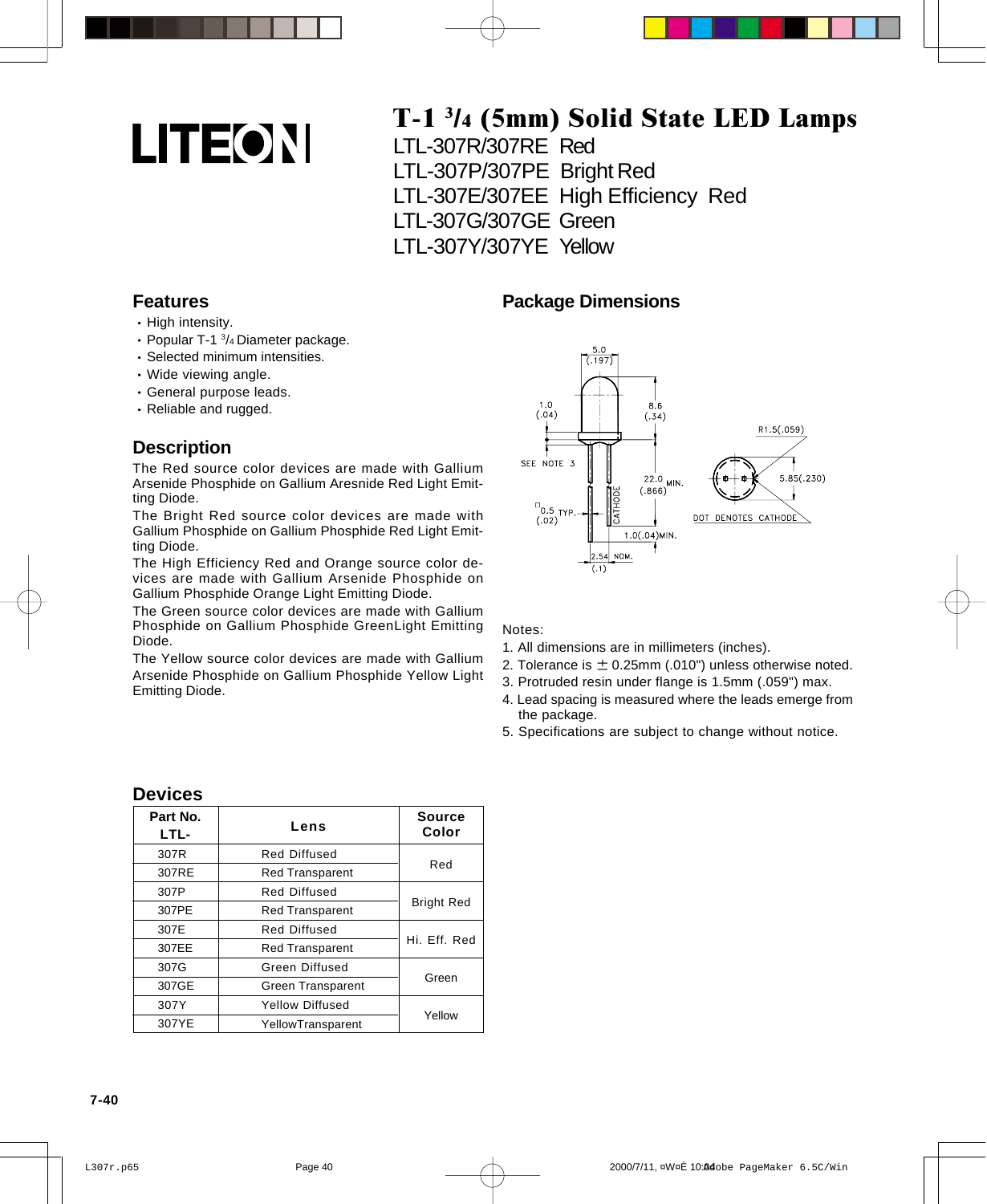LITEON

# T-1 3/4 (5mm) Solid State LED Lamps

LTL-307R/307RE Red
LTL-307P/307PE Bright Red
LTL-307E/307EE High Efficiency Red
LTL-307G/307GE Green
LTL-307Y/307YE Yellow

## Features

- High intensity.
- Popular T-1 3/4 Diameter package.
- Selected minimum intensities.
- Wide viewing angle.
- General purpose leads.
- Reliable and rugged.

## Description

The Red source color devices are made with Gallium Arsenide Phosphide on Gallium Aresnide Red Light Emitting Diode.

The Bright Red source color devices are made with Gallium Phosphide on Gallium Phosphide Red Light Emitting Diode.

The High Efficiency Red and Orange source color devices are made with Gallium Arsenide Phosphide on Gallium Phosphide Orange Light Emitting Diode.

The Green source color devices are made with Gallium Phosphide on Gallium Phosphide GreenLight Emitting Diode.

The Yellow source color devices are made with Gallium Arsenide Phosphide on Gallium Phosphide Yellow Light Emitting Diode.

## Package Dimensions

5.0 (.197)
1.0 (.04)
8.6 (.34)
R1.5(.059)
SEE NOTE 3
22.0 MIN. (.866)
5.85(.230)
0.5 TYP. (.02)
CATHODE
DOT DENOTES CATHODE
1.0(.04)MIN.
2.54 NOM. (.1)

Notes:

1. All dimensions are in millimeters (inches).
2. Tolerance is ± 0.25mm (.010") unless otherwise noted.
3. Protruded resin under flange is 1.5mm (.059") max.
4. Lead spacing is measured where the leads emerge from the package.
5. Specifications are subject to change without notice.

## Devices

| Part No. LTL- | Lens | Source Color |
|---|---|---|
| 307R | Red Diffused | Red |
| 307RE | Red Transparent | |
| 307P | Red Diffused | Bright Red |
| 307PE | Red Transparent | |
| 307E | Red Diffused | Hi. Eff. Red |
| 307EE | Red Transparent | |
| 307G | Green Diffused | Green |
| 307GE | Green Transparent | |
| 307Y | Yellow Diffused | Yellow |
| 307YE | YellowTransparent | |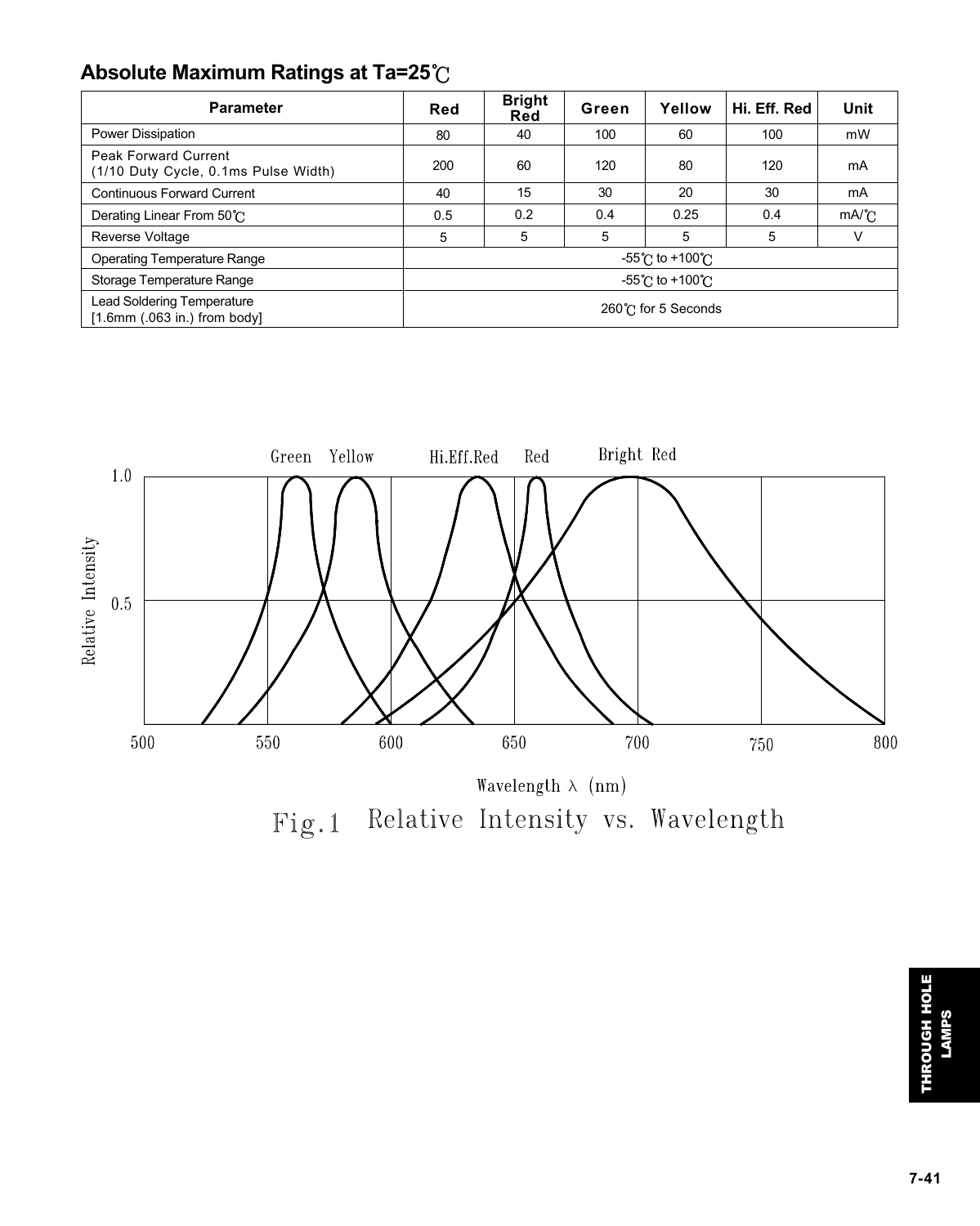## Absolute Maximum Ratings at Ta=25℃

| Parameter | Red | Bright Red | Green | Yellow | Hi. Eff. Red | Unit |
|---|---|---|---|---|---|---|
| Power Dissipation | 80 | 40 | 100 | 60 | 100 | mW |
| Peak Forward Current (1/10 Duty Cycle, 0.1ms Pulse Width) | 200 | 60 | 120 | 80 | 120 | mA |
| Continuous Forward Current | 40 | 15 | 30 | 20 | 30 | mA |
| Derating Linear From 50℃ | 0.5 | 0.2 | 0.4 | 0.25 | 0.4 | mA/℃ |
| Reverse Voltage | 5 | 5 | 5 | 5 | 5 | V |
| Operating Temperature Range | -55℃ to +100℃ | | | | | |
| Storage Temperature Range | -55℃ to +100℃ | | | | | |
| Lead Soldering Temperature [1.6mm (.063 in.) from body] | 260℃ for 5 Seconds | | | | | |

Fig.1 Relative Intensity vs. Wavelength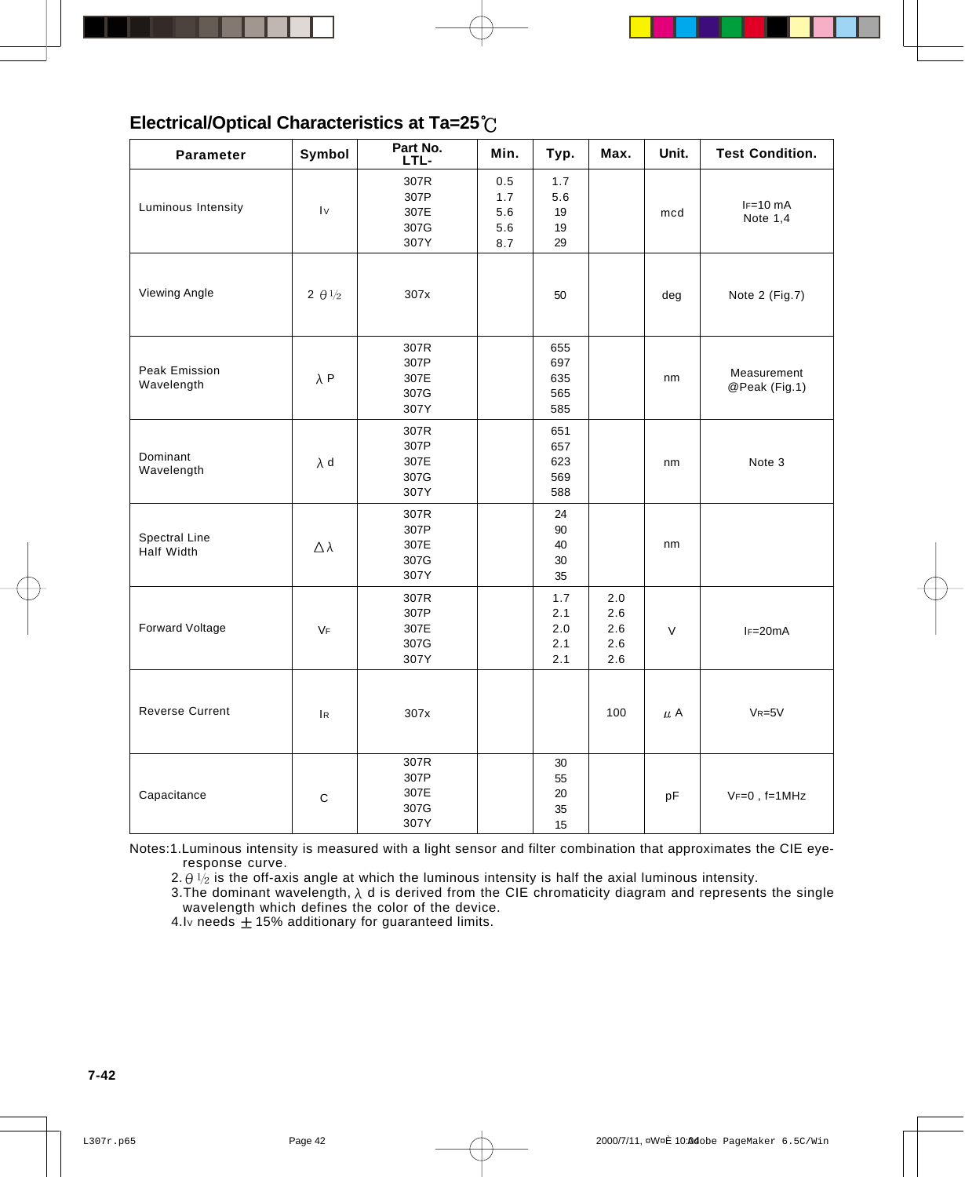## Electrical/Optical Characteristics at Ta=25℃

| Parameter | Symbol | Part No. LTL- | Min. | Typ. | Max. | Unit. | Test Condition. |
|---|---|---|---|---|---|---|---|
| Luminous Intensity | $I_V$ | 307R<br>307P<br>307E<br>307G<br>307Y | 0.5<br>1.7<br>5.6<br>5.6<br>8.7 | 1.7<br>5.6<br>19<br>19<br>29 | | mcd | $I_F$=10 mA<br>Note 1,4 |
| Viewing Angle | $2\theta 1/2$ | 307x | | 50 | | deg | Note 2 (Fig.7) |
| Peak Emission Wavelength | $\lambda P$ | 307R<br>307P<br>307E<br>307G<br>307Y | | 655<br>697<br>635<br>565<br>585 | | nm | Measurement @Peak (Fig.1) |
| Dominant Wavelength | $\lambda d$ | 307R<br>307P<br>307E<br>307G<br>307Y | | 651<br>657<br>623<br>569<br>588 | | nm | Note 3 |
| Spectral Line Half Width | $\Delta\lambda$ | 307R<br>307P<br>307E<br>307G<br>307Y | | 24<br>90<br>40<br>30<br>35 | | nm | |
| Forward Voltage | $V_F$ | 307R<br>307P<br>307E<br>307G<br>307Y | | 1.7<br>2.1<br>2.0<br>2.1<br>2.1 | 2.0<br>2.6<br>2.6<br>2.6<br>2.6 | V | $I_F$=20mA |
| Reverse Current | $I_R$ | 307x | | | 100 | μA | $V_R$=5V |
| Capacitance | C | 307R<br>307P<br>307E<br>307G<br>307Y | | 30<br>55<br>20<br>35<br>15 | | pF | $V_F$=0 , f=1MHz |

Notes:1.Luminous intensity is measured with a light sensor and filter combination that approximates the CIE eye-response curve.

2. $\theta 1/2$ is the off-axis angle at which the luminous intensity is half the axial luminous intensity.

3. The dominant wavelength, $\lambda d$ is derived from the CIE chromaticity diagram and represents the single wavelength which defines the color of the device.

4. $I_V$ needs ±15% additionary for guaranteed limits.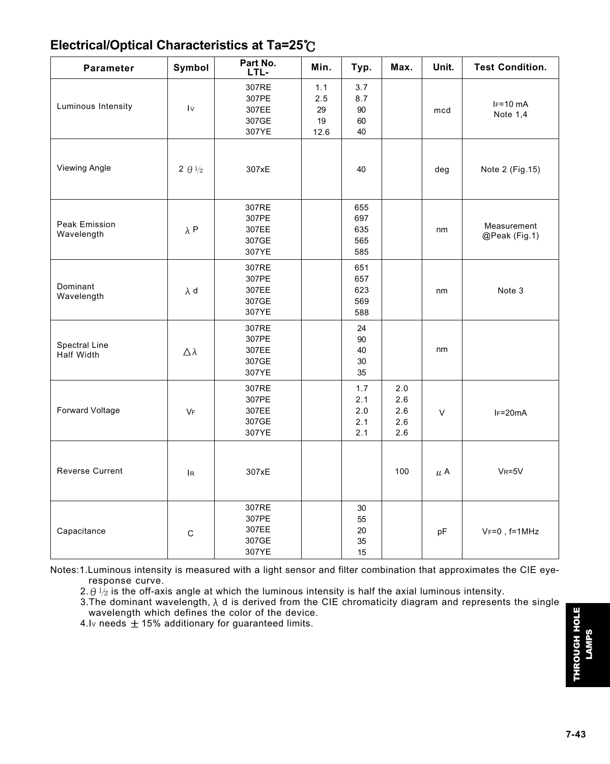## Electrical/Optical Characteristics at Ta=25℃

| Parameter | Symbol | Part No. LTL- | Min. | Typ. | Max. | Unit. | Test Condition. |
|---|---|---|---|---|---|---|---|
| Luminous Intensity | $I_V$ | 307RE<br>307PE<br>307EE<br>307GE<br>307YE | 1.1<br>2.5<br>29<br>19<br>12.6 | 3.7<br>8.7<br>90<br>60<br>40 | | mcd | $I_F$=10 mA<br>Note 1,4 |
| Viewing Angle | $2\theta_{1/2}$ | 307xE | | 40 | | deg | Note 2 (Fig.15) |
| Peak Emission Wavelength | $\lambda_P$ | 307RE<br>307PE<br>307EE<br>307GE<br>307YE | | 655<br>697<br>635<br>565<br>585 | | nm | Measurement @Peak (Fig.1) |
| Dominant Wavelength | $\lambda_d$ | 307RE<br>307PE<br>307EE<br>307GE<br>307YE | | 651<br>657<br>623<br>569<br>588 | | nm | Note 3 |
| Spectral Line Half Width | $\Delta\lambda$ | 307RE<br>307PE<br>307EE<br>307GE<br>307YE | | 24<br>90<br>40<br>30<br>35 | | nm | |
| Forward Voltage | $V_F$ | 307RE<br>307PE<br>307EE<br>307GE<br>307YE | | 1.7<br>2.1<br>2.0<br>2.1<br>2.1 | 2.0<br>2.6<br>2.6<br>2.6<br>2.6 | V | $I_F$=20mA |
| Reverse Current | $I_R$ | 307xE | | | 100 | $\mu$A | $V_R$=5V |
| Capacitance | C | 307RE<br>307PE<br>307EE<br>307GE<br>307YE | | 30<br>55<br>20<br>35<br>15 | | pF | $V_F$=0 , f=1MHz |

Notes:
1. Luminous intensity is measured with a light sensor and filter combination that approximates the CIE eye-response curve.
2. $\theta_{1/2}$ is the off-axis angle at which the luminous intensity is half the axial luminous intensity.
3. The dominant wavelength, $\lambda_d$ is derived from the CIE chromaticity diagram and represents the single wavelength which defines the color of the device.
4. $I_V$ needs ±15% additionary for guaranteed limits.

THROUGH HOLE LAMPS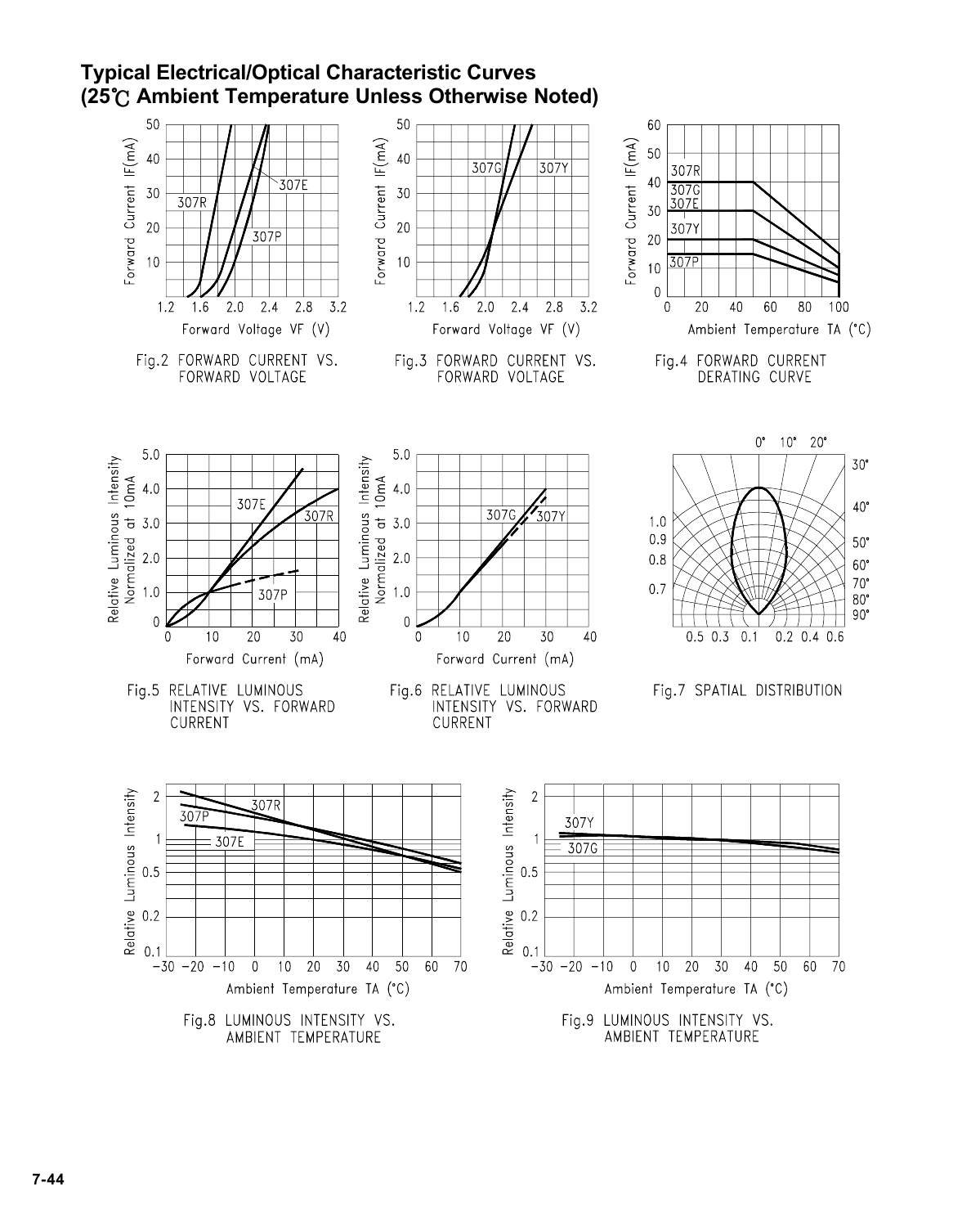## Typical Electrical/Optical Characteristic Curves (25℃ Ambient Temperature Unless Otherwise Noted)

Fig.2 FORWARD CURRENT VS. FORWARD VOLTAGE

Fig.3 FORWARD CURRENT VS. FORWARD VOLTAGE

Fig.4 FORWARD CURRENT DERATING CURVE

Fig.5 RELATIVE LUMINOUS INTENSITY VS. FORWARD CURRENT

Fig.6 RELATIVE LUMINOUS INTENSITY VS. FORWARD CURRENT

Fig.7 SPATIAL DISTRIBUTION

Fig.8 LUMINOUS INTENSITY VS. AMBIENT TEMPERATURE

Fig.9 LUMINOUS INTENSITY VS. AMBIENT TEMPERATURE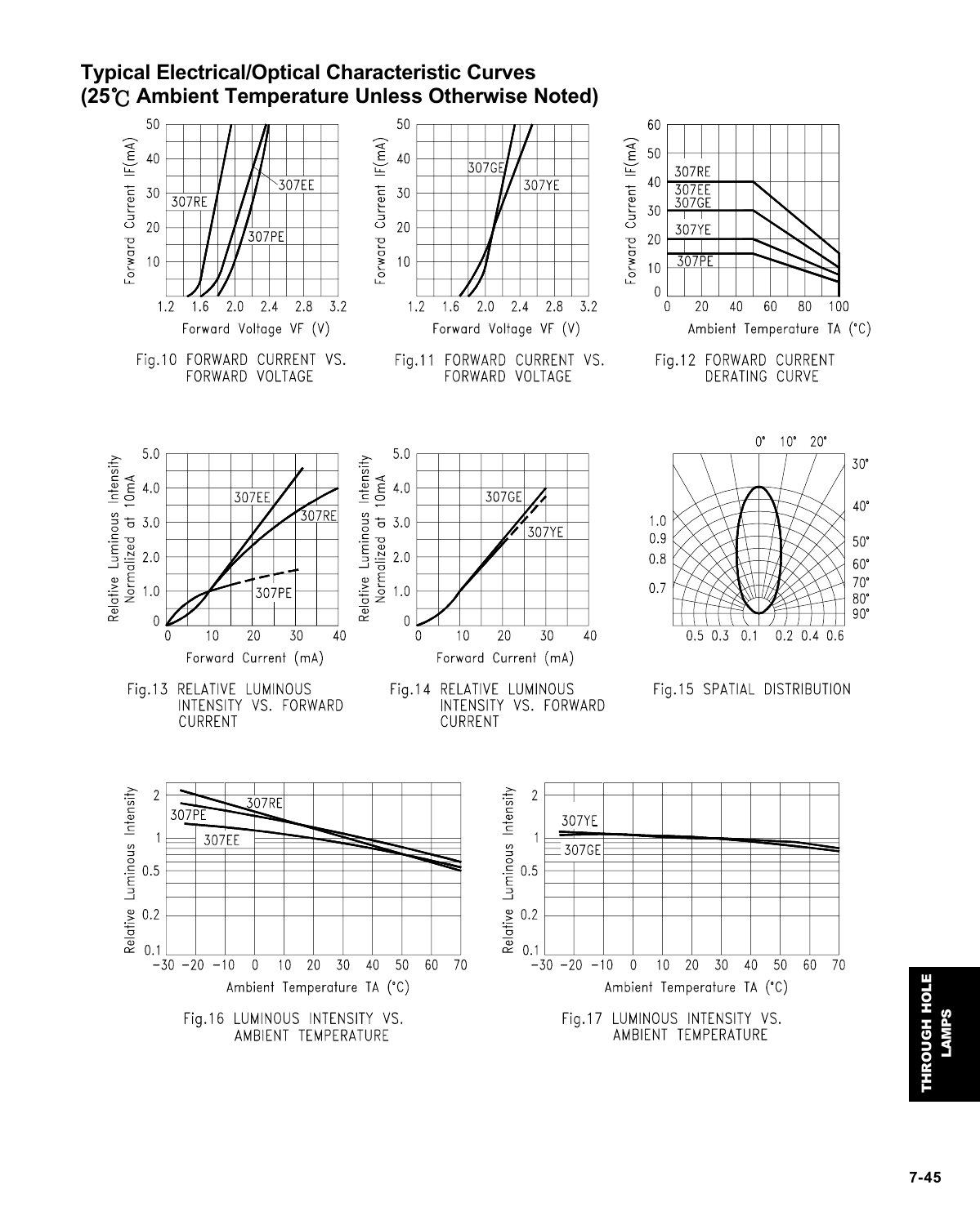## Typical Electrical/Optical Characteristic Curves (25℃ Ambient Temperature Unless Otherwise Noted)

Forward Current IF(mA)
50
40
30
20
10
1.2 1.6 2.0 2.4 2.8 3.2
Forward Voltage VF (V)
307RE
307EE
307PE

Fig.10 FORWARD CURRENT VS. FORWARD VOLTAGE

Forward Current IF(mA)
50
40
30
20
10
1.2 1.6 2.0 2.4 2.8 3.2
Forward Voltage VF (V)
307GE
307YE

Fig.11 FORWARD CURRENT VS. FORWARD VOLTAGE

Forward Current IF(mA)
60
50
40
30
20
10
0
0 20 40 60 80 100
Ambient Temperature TA (°C)
307RE
307EE
307GE
307YE
307PE

Fig.12 FORWARD CURRENT DERATING CURVE

Relative Luminous Intensity Normalized at 10mA
5.0
4.0
3.0
2.0
1.0
0
0 10 20 30 40
Forward Current (mA)
307EE
307RE
307PE

Fig.13 RELATIVE LUMINOUS INTENSITY VS. FORWARD CURRENT

Relative Luminous Intensity Normalized at 10mA
5.0
4.0
3.0
2.0
1.0
0
0 10 20 30 40
Forward Current (mA)
307GE
307YE

Fig.14 RELATIVE LUMINOUS INTENSITY VS. FORWARD CURRENT

0° 10° 20°
30°
40°
50°
60°
70°
80°
90°
1.0
0.9
0.8
0.7
0.5 0.3 0.1 0.2 0.4 0.6

Fig.15 SPATIAL DISTRIBUTION

Relative Luminous Intensity
2
1
0.5
0.2
0.1
−30 −20 −10 0 10 20 30 40 50 60 70
Ambient Temperature TA (°C)
307RE
307PE
307EE

Fig.16 LUMINOUS INTENSITY VS. AMBIENT TEMPERATURE

Relative Luminous Intensity
2
1
0.5
0.2
0.1
−30 −20 −10 0 10 20 30 40 50 60 70
Ambient Temperature TA (°C)
307YE
307GE

Fig.17 LUMINOUS INTENSITY VS. AMBIENT TEMPERATURE

THROUGH HOLE LAMPS